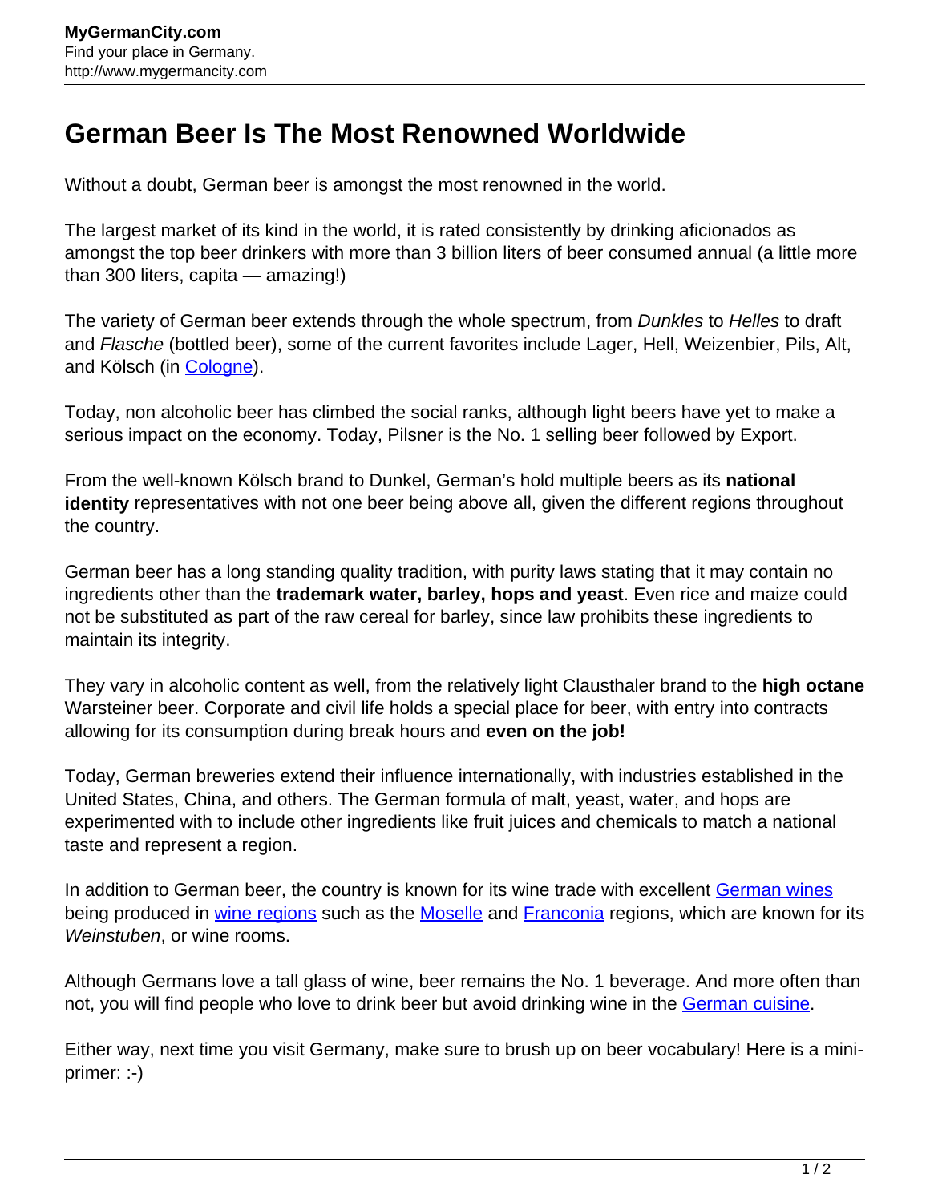# German Beer Is The Most Renowned Worldwide

Without a doubt, German beer is amongst the most renowned in the world.

The largest market of its kind in the world, it is rated consistently by drinking aficionados as amongst the top beer drinkers with more than 3 billion liters of beer consumed annual (a little more than 300 liters, capita — amazing!)

The variety of German beer extends through the whole spectrum, from *Dunkles* to *Helles* to draft and *Flasche* (bottled beer), some of the current favorites include Lager, Hell, Weizenbier, Pils, Alt, and Kölsch (in Cologne).

Today, non alcoholic beer has climbed the social ranks, although light beers have yet to make a serious impact on the economy. Today, Pilsner is the No. 1 selling beer followed by Export.

From the well-known Kölsch brand to Dunkel, German's hold multiple beers as its **national identity** representatives with not one beer being above all, given the different regions throughout the country.

German beer has a long standing quality tradition, with purity laws stating that it may contain no ingredients other than the **trademark water, barley, hops and yeast**. Even rice and maize could not be substituted as part of the raw cereal for barley, since law prohibits these ingredients to maintain its integrity.

They vary in alcoholic content as well, from the relatively light Clausthaler brand to the **high octane** Warsteiner beer. Corporate and civil life holds a special place for beer, with entry into contracts allowing for its consumption during break hours and **even on the job!**

Today, German breweries extend their influence internationally, with industries established in the United States, China, and others. The German formula of malt, yeast, water, and hops are experimented with to include other ingredients like fruit juices and chemicals to match a national taste and represent a region.

In addition to German beer, the country is known for its wine trade with excellent German wines being produced in wine regions such as the Moselle and Franconia regions, which are known for its *Weinstuben*, or wine rooms.

Although Germans love a tall glass of wine, beer remains the No. 1 beverage. And more often than not, you will find people who love to drink beer but avoid drinking wine in the German cuisine.

Either way, next time you visit Germany, make sure to brush up on beer vocabulary! Here is a mini-primer: :-)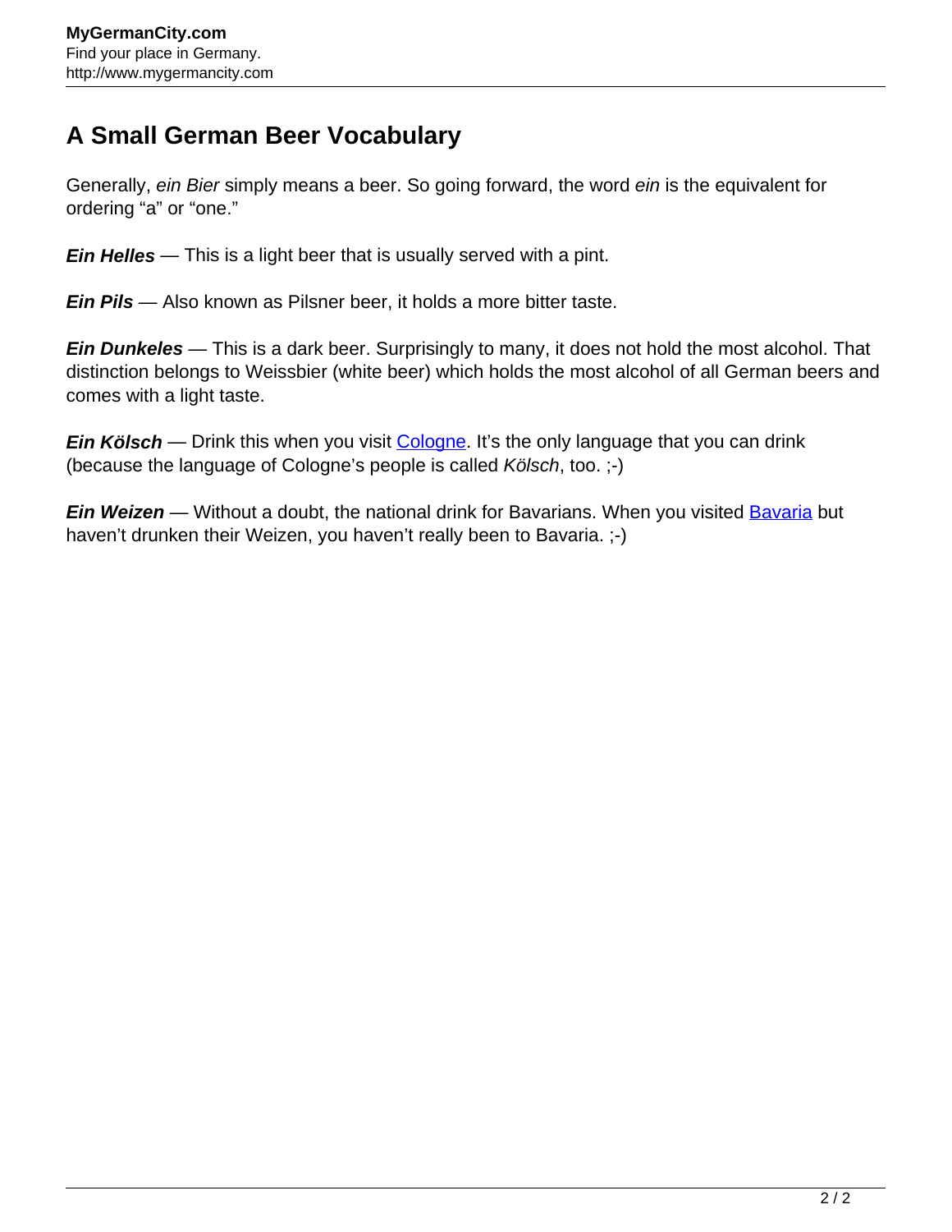## A Small German Beer Vocabulary

Generally, *ein Bier* simply means a beer. So going forward, the word *ein* is the equivalent for ordering “a” or “one.”

***Ein Helles*** — This is a light beer that is usually served with a pint.

***Ein Pils*** — Also known as Pilsner beer, it holds a more bitter taste.

***Ein Dunkeles*** — This is a dark beer. Surprisingly to many, it does not hold the most alcohol. That distinction belongs to Weissbier (white beer) which holds the most alcohol of all German beers and comes with a light taste.

***Ein Kölsch*** — Drink this when you visit Cologne. It’s the only language that you can drink (because the language of Cologne’s people is called *Kölsch*, too. ;-)

***Ein Weizen*** — Without a doubt, the national drink for Bavarians. When you visited Bavaria but haven’t drunken their Weizen, you haven’t really been to Bavaria. ;-)